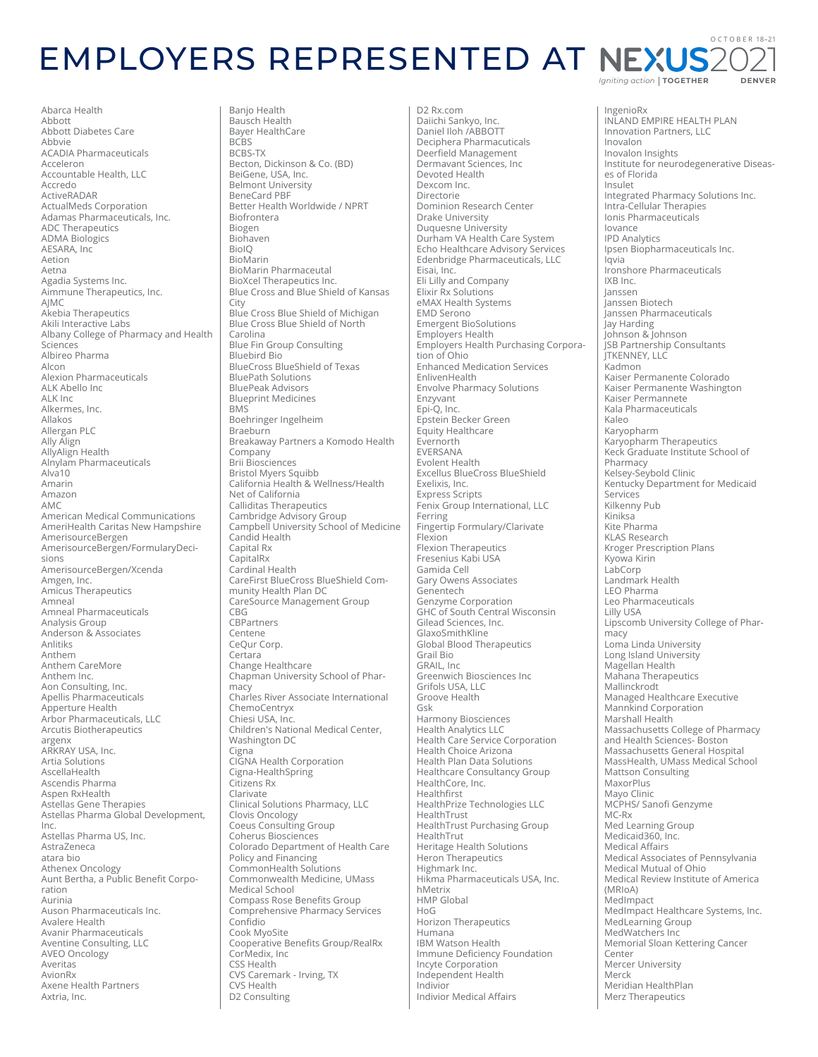# EMPLOYERS REPRESENTED AT NEXUS2021

OCTOBER 18–21
*Igniting action* | **TOGETHER** **DENVER**

Abarca Health
Abbott
Abbott Diabetes Care
Abbvie
ACADIA Pharmaceuticals
Acceleron
Accountable Health, LLC
Accredo
ActiveRADAR
ActualMeds Corporation
Adamas Pharmaceuticals, Inc.
ADC Therapeutics
ADMA Biologics
AESARA, Inc
Aetion
Aetna
Agadia Systems Inc.
Aimmune Therapeutics, Inc.
AJMC
Akebia Therapeutics
Akili Interactive Labs
Albany College of Pharmacy and Health Sciences
Albireo Pharma
Alcon
Alexion Pharmaceuticals
ALK Abello Inc
ALK Inc
Alkermes, Inc.
Allakos
Allergan PLC
Ally Align
AllyAlign Health
Alnylam Pharmaceuticals
Alva10
Amarin
Amazon
AMC
American Medical Communications
AmeriHealth Caritas New Hampshire
AmerisourceBergen
AmerisourceBergen/FormularyDecisions
AmerisourceBergen/Xcenda
Amgen, Inc.
Amicus Therapeutics
Amneal
Amneal Pharmaceuticals
Analysis Group
Anderson & Associates
Anlitiks
Anthem
Anthem CareMore
Anthem Inc.
Aon Consulting, Inc.
Apellis Pharmaceuticals
Apperture Health
Arbor Pharmaceuticals, LLC
Arcutis Biotherapeutics
argenx
ARKRAY USA, Inc.
Artia Solutions
AscellaHealth
Ascendis Pharma
Aspen RxHealth
Astellas Gene Therapies
Astellas Pharma Global Development, Inc.
Astellas Pharma US, Inc.
AstraZeneca
atara bio
Athenex Oncology
Aunt Bertha, a Public Benefit Corporation
Aurinia
Auson Pharmaceuticals Inc.
Avalere Health
Avanir Pharmaceuticals
Aventine Consulting, LLC
AVEO Oncology
Averitas
AvionRx
Axene Health Partners
Axtria, Inc.
Banjo Health
Bausch Health
Bayer HealthCare
BCBS
BCBS-TX
Becton, Dickinson & Co. (BD)
BeiGene, USA, Inc.
Belmont University
BeneCard PBF
Better Health Worldwide / NPRT
Biofrontera
Biogen
Biohaven
BioIQ
BioMarin
BioMarin Pharmaceutal
BioXcel Therapeutics Inc.
Blue Cross and Blue Shield of Kansas City
Blue Cross Blue Shield of Michigan
Blue Cross Blue Shield of North Carolina
Blue Fin Group Consulting
Bluebird Bio
BlueCross BlueShield of Texas
BluePath Solutions
BluePeak Advisors
Blueprint Medicines
BMS
Boehringer Ingelheim
Braeburn
Breakaway Partners a Komodo Health Company
Brii Biosciences
Bristol Myers Squibb
California Health & Wellness/Health Net of California
Calliditas Therapeutics
Cambridge Advisory Group
Campbell University School of Medicine
Candid Health
Capital Rx
CapitalRx
Cardinal Health
CareFirst BlueCross BlueShield Community Health Plan DC
CareSource Management Group
CBG
CBPartners
Centene
CeQur Corp.
Certara
Change Healthcare
Chapman University School of Pharmacy
Charles River Associate International
ChemoCentryx
Chiesi USA, Inc.
Children's National Medical Center, Washington DC
Cigna
CIGNA Health Corporation
Cigna-HealthSpring
Citizens Rx
Clarivate
Clinical Solutions Pharmacy, LLC
Clovis Oncology
Coeus Consulting Group
Coherus Biosciences
Colorado Department of Health Care Policy and Financing
CommonHealth Solutions
Commonwealth Medicine, UMass Medical School
Compass Rose Benefits Group
Comprehensive Pharmacy Services
Confidio
Cook MyoSite
Cooperative Benefits Group/RealRx
CorMedix, Inc
CSS Health
CVS Caremark - Irving, TX
CVS Health
D2 Consulting
D2 Rx.com
Daiichi Sankyo, Inc.
Daniel Iloh /ABBOTT
Deciphera Pharmaceuticals
Deerfield Management
Dermavant Sciences, Inc
Devoted Health
Dexcom Inc.
Directorie
Dominion Research Center
Drake University
Duquesne University
Durham VA Health Care System
Echo Healthcare Advisory Services
Edenbridge Pharmaceuticals, LLC
Eisai, Inc.
Eli Lilly and Company
Elixir Rx Solutions
eMAX Health Systems
EMD Serono
Emergent BioSolutions
Employers Health
Employers Health Purchasing Corporation of Ohio
Enhanced Medication Services
EnlivenHealth
Envolve Pharmacy Solutions
Enzyvant
Epi-Q, Inc.
Epstein Becker Green
Equity Healthcare
Evernorth
EVERSANA
Evolent Health
Excellus BlueCross BlueShield
Exelixis, Inc.
Express Scripts
Fenix Group International, LLC
Ferring
Fingertip Formulary/Clarivate
Flexion
Flexion Therapeutics
Fresenius Kabi USA
Gamida Cell
Gary Owens Associates
Genentech
Genzyme Corporation
GHC of South Central Wisconsin
Gilead Sciences, Inc.
GlaxoSmithKline
Global Blood Therapeutics
Grail Bio
GRAIL, Inc
Greenwich Biosciences Inc
Grifols USA, LLC
Groove Health
Gsk
Harmony Biosciences
Health Analytics LLC
Health Care Service Corporation
Health Choice Arizona
Health Plan Data Solutions
Healthcare Consultancy Group
HealthCore, Inc.
Healthfirst
HealthPrize Technologies LLC
HealthTrust
HealthTrust Purchasing Group
HealthTrut
Heritage Health Solutions
Heron Therapeutics
Highmark Inc.
Hikma Pharmaceuticals USA, Inc.
hMetrix
HMP Global
HoG
Horizon Therapeutics
Humana
IBM Watson Health
Immune Deficiency Foundation
Incyte Corporation
Independent Health
Indivior
Indivior Medical Affairs
IngenioRx
INLAND EMPIRE HEALTH PLAN
Innovation Partners, LLC
Inovalon
Inovalon Insights
Institute for neurodegenerative Diseases of Florida
Insulet
Integrated Pharmacy Solutions Inc.
Intra-Cellular Therapies
Ionis Pharmaceuticals
Iovance
IPD Analytics
Ipsen Biopharmaceuticals Inc.
Iqvia
Ironshore Pharmaceuticals
IXB Inc.
Janssen
Janssen Biotech
Janssen Pharmaceuticals
Jay Harding
Johnson & Johnson
JSB Partnership Consultants
JTKENNEY, LLC
Kadmon
Kaiser Permanente Colorado
Kaiser Permanente Washington
Kaiser Permannete
Kala Pharmaceuticals
Kaleo
Karyopharm
Karyopharm Therapeutics
Keck Graduate Institute School of Pharmacy
Kelsey-Seybold Clinic
Kentucky Department for Medicaid Services
Kilkenny Pub
Kiniksa
Kite Pharma
KLAS Research
Kroger Prescription Plans
Kyowa Kirin
LabCorp
Landmark Health
LEO Pharma
Leo Pharmaceuticals
Lilly USA
Lipscomb University College of Pharmacy
Loma Linda University
Long Island University
Magellan Health
Mahana Therapeutics
Mallinckrodt
Managed Healthcare Executive
Mannkind Corporation
Marshall Health
Massachusetts College of Pharmacy and Health Sciences- Boston
Massachusetts General Hospital
MassHealth, UMass Medical School
Mattson Consulting
MaxorPlus
Mayo Clinic
MCPHS/ Sanofi Genzyme
MC-Rx
Med Learning Group
Medicaid360, Inc.
Medical Affairs
Medical Associates of Pennsylvania
Medical Mutual of Ohio
Medical Review Institute of America (MRIoA)
MedImpact
MedImpact Healthcare Systems, Inc.
MedLearning Group
MedWatchers Inc
Memorial Sloan Kettering Cancer Center
Mercer University
Merck
Meridian HealthPlan
Merz Therapeutics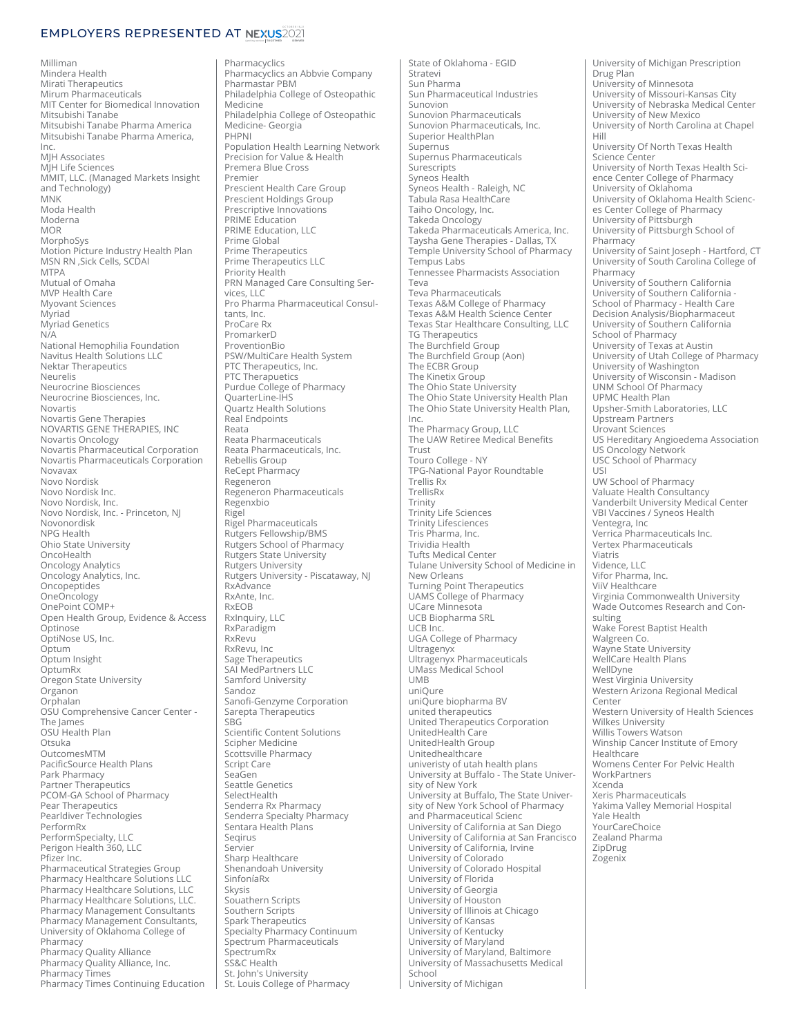# EMPLOYERS REPRESENTED AT NEXUS2021

Milliman
Mindera Health
Mirati Therapeutics
Mirum Pharmaceuticals
MIT Center for Biomedical Innovation
Mitsubishi Tanabe
Mitsubishi Tanabe Pharma America
Mitsubishi Tanabe Pharma America, Inc.
MJH Associates
MJH Life Sciences
MMIT, LLC. (Managed Markets Insight and Technology)
MNK
Moda Health
Moderna
MOR
MorphoSys
Motion Picture Industry Health Plan
MSN RN ,Sick Cells, SCDAI
MTPA
Mutual of Omaha
MVP Health Care
Myovant Sciences
Myriad
Myriad Genetics
N/A
National Hemophilia Foundation
Navitus Health Solutions LLC
Nektar Therapeutics
Neurelis
Neurocrine Biosciences
Neurocrine Biosciences, Inc.
Novartis
Novartis Gene Therapies
NOVARTIS GENE THERAPIES, INC
Novartis Oncology
Novartis Pharmaceutical Corporation
Novartis Pharmaceuticals Corporation
Novavax
Novo Nordisk
Novo Nordisk Inc.
Novo Nordisk, Inc.
Novo Nordisk, Inc. - Princeton, NJ
Novonordisk
NPG Health
Ohio State University
OncoHealth
Oncology Analytics
Oncology Analytics, Inc.
Oncopeptides
OneOncology
OnePoint COMP+
Open Health Group, Evidence & Access
Optinose
OptiNose US, Inc.
Optum
Optum Insight
OptumRx
Oregon State University
Organon
Orphalan
OSU Comprehensive Cancer Center - The James
OSU Health Plan
Otsuka
OutcomesMTM
PacificSource Health Plans
Park Pharmacy
Partner Therapeutics
PCOM-GA School of Pharmacy
Pear Therapeutics
Pearldiver Technologies
PerformRx
PerformSpecialty, LLC
Perigon Health 360, LLC
Pfizer Inc.
Pharmaceutical Strategies Group
Pharmacy Healthcare Solutions LLC
Pharmacy Healthcare Solutions, LLC
Pharmacy Healthcare Solutions, LLC.
Pharmacy Management Consultants
Pharmacy Management Consultants, University of Oklahoma College of Pharmacy
Pharmacy Quality Alliance
Pharmacy Quality Alliance, Inc.
Pharmacy Times
Pharmacy Times Continuing Education
Pharmacyclics
Pharmacyclics an Abbvie Company
Pharmastar PBM
Philadelphia College of Osteopathic Medicine
Philadelphia College of Osteopathic Medicine- Georgia
PHPNI
Population Health Learning Network
Precision for Value & Health
Premera Blue Cross
Premier
Prescient Health Care Group
Prescient Holdings Group
Prescriptive Innovations
PRIME Education
PRIME Education, LLC
Prime Global
Prime Therapeutics
Prime Therapeutics LLC
Priority Health
PRN Managed Care Consulting Services, LLC
Pro Pharma Pharmaceutical Consultants, Inc.
ProCare Rx
PromarkerD
ProventionBio
PSW/MultiCare Health System
PTC Therapeutics, Inc.
PTC Therapuetics
Purdue College of Pharmacy
QuarterLine-IHS
Quartz Health Solutions
Real Endpoints
Reata
Reata Pharmaceuticals
Reata Pharmaceuticals, Inc.
Rebellis Group
ReCept Pharmacy
Regeneron
Regeneron Pharmaceuticals
Regenxbio
Rigel
Rigel Pharmaceuticals
Rutgers Fellowship/BMS
Rutgers School of Pharmacy
Rutgers State University
Rutgers University
Rutgers University - Piscataway, NJ
RxAdvance
RxAnte, Inc.
RxEOB
RxInquiry, LLC
RxParadigm
RxRevu
RxRevu, Inc
Sage Therapeutics
SAI MedPartners LLC
Samford University
Sandoz
Sanofi-Genzyme Corporation
Sarepta Therapeutics
SBG
Scientific Content Solutions
Scipher Medicine
Scottsville Pharmacy
Script Care
SeaGen
Seattle Genetics
SelectHealth
Senderra Rx Pharmacy
Senderra Specialty Pharmacy
Sentara Health Plans
Seqirus
Servier
Sharp Healthcare
Shenandoah University
SinfoníaRx
Skysis
Souathern Scripts
Southern Scripts
Spark Therapeutics
Specialty Pharmacy Continuum
Spectrum Pharmaceuticals
SpectrumRx
SS&C Health
St. John's University
St. Louis College of Pharmacy
State of Oklahoma - EGID
Stratevi
Sun Pharma
Sun Pharmaceutical Industries
Sunovion
Sunovion Pharmaceuticals
Sunovion Pharmaceuticals, Inc.
Superior HealthPlan
Supernus
Supernus Pharmaceuticals
Surescripts
Syneos Health
Syneos Health - Raleigh, NC
Tabula Rasa HealthCare
Taiho Oncology, Inc.
Takeda Oncology
Takeda Pharmaceuticals America, Inc.
Taysha Gene Therapies - Dallas, TX
Temple University School of Pharmacy
Tempus Labs
Tennessee Pharmacists Association
Teva
Teva Pharmaceuticals
Texas A&M College of Pharmacy
Texas A&M Health Science Center
Texas Star Healthcare Consulting, LLC
TG Therapeutics
The Burchfield Group
The Burchfield Group (Aon)
The ECBR Group
The Kinetix Group
The Ohio State University
The Ohio State University Health Plan
The Ohio State University Health Plan, Inc.
The Pharmacy Group, LLC
The UAW Retiree Medical Benefits Trust
Touro College - NY
TPG-National Payor Roundtable
Trellis Rx
TrellisRx
Trinity
Trinity Life Sciences
Trinity Lifesciences
Tris Pharma, Inc.
Trividia Health
Tufts Medical Center
Tulane University School of Medicine in New Orleans
Turning Point Therapeutics
UAMS College of Pharmacy
UCare Minnesota
UCB Biopharma SRL
UCB Inc.
UGA College of Pharmacy
Ultragenyx
Ultragenyx Pharmaceuticals
UMass Medical School
UMB
uniQure
uniQure biopharma BV
united therapeutics
United Therapeutics Corporation
UnitedHealth Care
UnitedHealth Group
Unitedhealthcare
univeristy of utah health plans
University at Buffalo - The State University of New York
University at Buffalo, The State University of New York School of Pharmacy and Pharmaceutical Scienc
University of California at San Diego
University of California at San Francisco
University of California, Irvine
University of Colorado
University of Colorado Hospital
University of Florida
University of Georgia
University of Houston
University of Illinois at Chicago
University of Kansas
University of Kentucky
University of Maryland
University of Maryland, Baltimore
University of Massachusetts Medical School
University of Michigan
University of Michigan Prescription Drug Plan
University of Minnesota
University of Missouri-Kansas City
University of Nebraska Medical Center
University of New Mexico
University of North Carolina at Chapel Hill
University Of North Texas Health Science Center
University of North Texas Health Science Center College of Pharmacy
University of Oklahoma
University of Oklahoma Health Sciences Center College of Pharmacy
University of Pittsburgh
University of Pittsburgh School of Pharmacy
University of Saint Joseph - Hartford, CT
University of South Carolina College of Pharmacy
University of Southern California
University of Southern California - School of Pharmacy - Health Care Decision Analysis/Biopharmaceut
University of Southern California School of Pharmacy
University of Texas at Austin
University of Utah College of Pharmacy
University of Washington
University of Wisconsin - Madison
UNM School Of Pharmacy
UPMC Health Plan
Upsher-Smith Laboratories, LLC
Upstream Partners
Urovant Sciences
US Hereditary Angioedema Association
US Oncology Network
USC School of Pharmacy
USI
UW School of Pharmacy
Valuate Health Consultancy
Vanderbilt University Medical Center
VBI Vaccines / Syneos Health
Ventegra, Inc
Verrica Pharmaceuticals Inc.
Vertex Pharmaceuticals
Viatris
Vidence, LLC
Vifor Pharma, Inc.
ViiV Healthcare
Virginia Commonwealth University
Wade Outcomes Research and Consulting
Wake Forest Baptist Health
Walgreen Co.
Wayne State University
WellCare Health Plans
WellDyne
West Virginia University
Western Arizona Regional Medical Center
Western University of Health Sciences
Wilkes University
Willis Towers Watson
Winship Cancer Institute of Emory Healthcare
Womens Center For Pelvic Health
WorkPartners
Xcenda
Xeris Pharmaceuticals
Yakima Valley Memorial Hospital
Yale Health
YourCareChoice
Zealand Pharma
ZipDrug
Zogenix